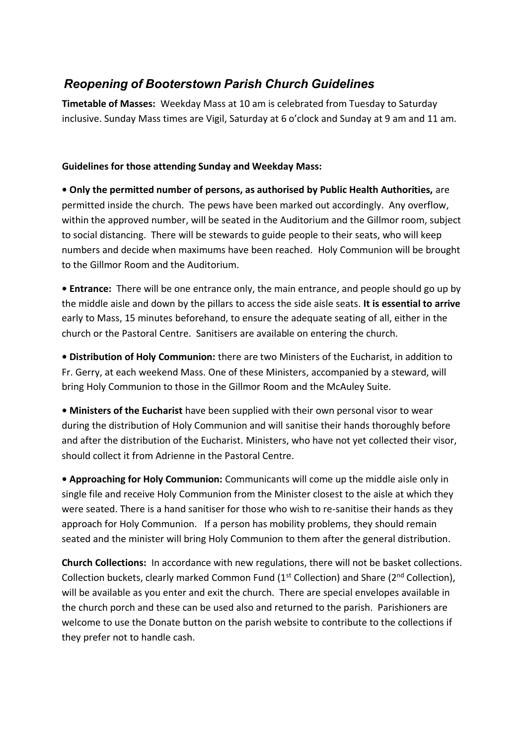## *Reopening of Booterstown Parish Church Guidelines*

**Timetable of Masses:** Weekday Mass at 10 am is celebrated from Tuesday to Saturday inclusive. Sunday Mass times are Vigil, Saturday at 6 o'clock and Sunday at 9 am and 11 am.

**Guidelines for those attending Sunday and Weekday Mass:**

• **Only the permitted number of persons, as authorised by Public Health Authorities,** are permitted inside the church. The pews have been marked out accordingly. Any overflow, within the approved number, will be seated in the Auditorium and the Gillmor room, subject to social distancing. There will be stewards to guide people to their seats, who will keep numbers and decide when maximums have been reached. Holy Communion will be brought to the Gillmor Room and the Auditorium.

• **Entrance:** There will be one entrance only, the main entrance, and people should go up by the middle aisle and down by the pillars to access the side aisle seats. **It is essential to arrive** early to Mass, 15 minutes beforehand, to ensure the adequate seating of all, either in the church or the Pastoral Centre. Sanitisers are available on entering the church.

• **Distribution of Holy Communion:** there are two Ministers of the Eucharist, in addition to Fr. Gerry, at each weekend Mass. One of these Ministers, accompanied by a steward, will bring Holy Communion to those in the Gillmor Room and the McAuley Suite.

• **Ministers of the Eucharist** have been supplied with their own personal visor to wear during the distribution of Holy Communion and will sanitise their hands thoroughly before and after the distribution of the Eucharist. Ministers, who have not yet collected their visor, should collect it from Adrienne in the Pastoral Centre.

• **Approaching for Holy Communion:** Communicants will come up the middle aisle only in single file and receive Holy Communion from the Minister closest to the aisle at which they were seated. There is a hand sanitiser for those who wish to re-sanitise their hands as they approach for Holy Communion. If a person has mobility problems, they should remain seated and the minister will bring Holy Communion to them after the general distribution.

**Church Collections:** In accordance with new regulations, there will not be basket collections. Collection buckets, clearly marked Common Fund (1st Collection) and Share (2nd Collection), will be available as you enter and exit the church. There are special envelopes available in the church porch and these can be used also and returned to the parish. Parishioners are welcome to use the Donate button on the parish website to contribute to the collections if they prefer not to handle cash.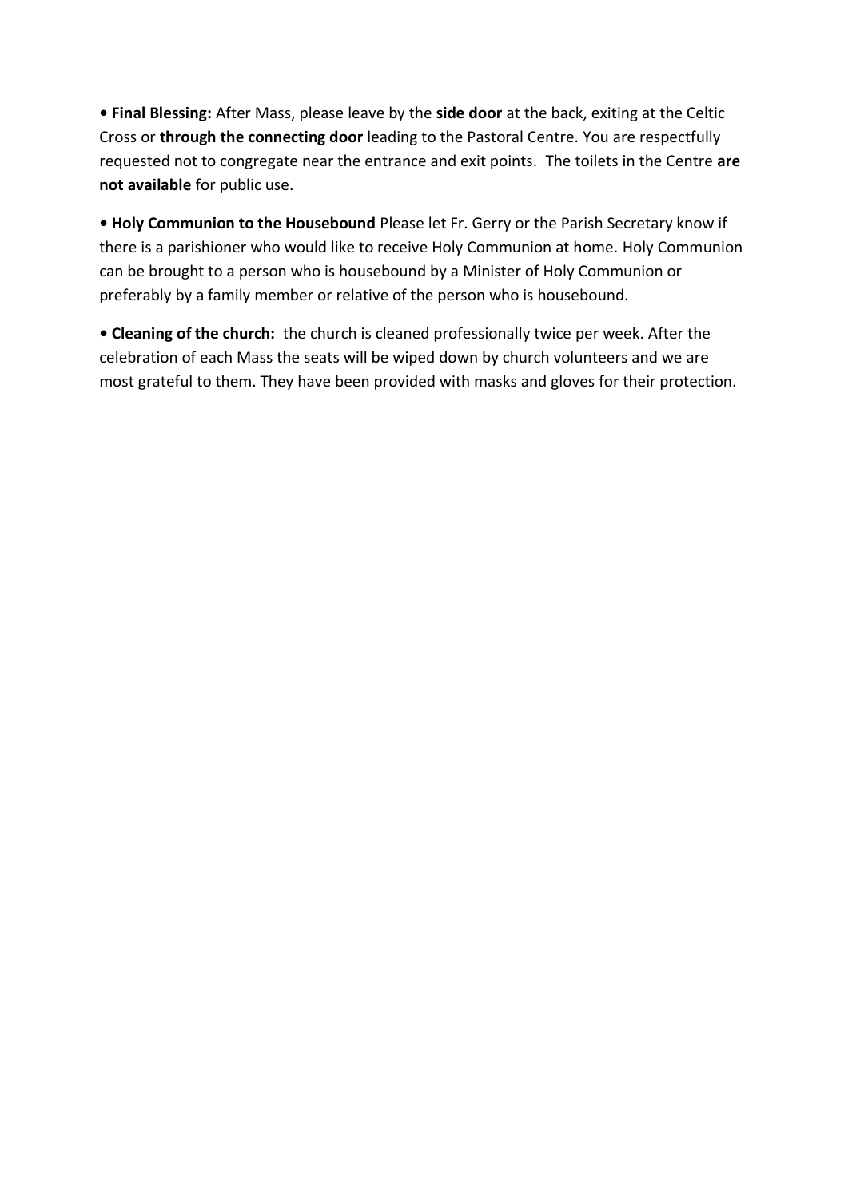- **Final Blessing:** After Mass, please leave by the **side door** at the back, exiting at the Celtic Cross or **through the connecting door** leading to the Pastoral Centre. You are respectfully requested not to congregate near the entrance and exit points. The toilets in the Centre **are not available** for public use.

- **Holy Communion to the Housebound** Please let Fr. Gerry or the Parish Secretary know if there is a parishioner who would like to receive Holy Communion at home. Holy Communion can be brought to a person who is housebound by a Minister of Holy Communion or preferably by a family member or relative of the person who is housebound.

- **Cleaning of the church:** the church is cleaned professionally twice per week. After the celebration of each Mass the seats will be wiped down by church volunteers and we are most grateful to them. They have been provided with masks and gloves for their protection.